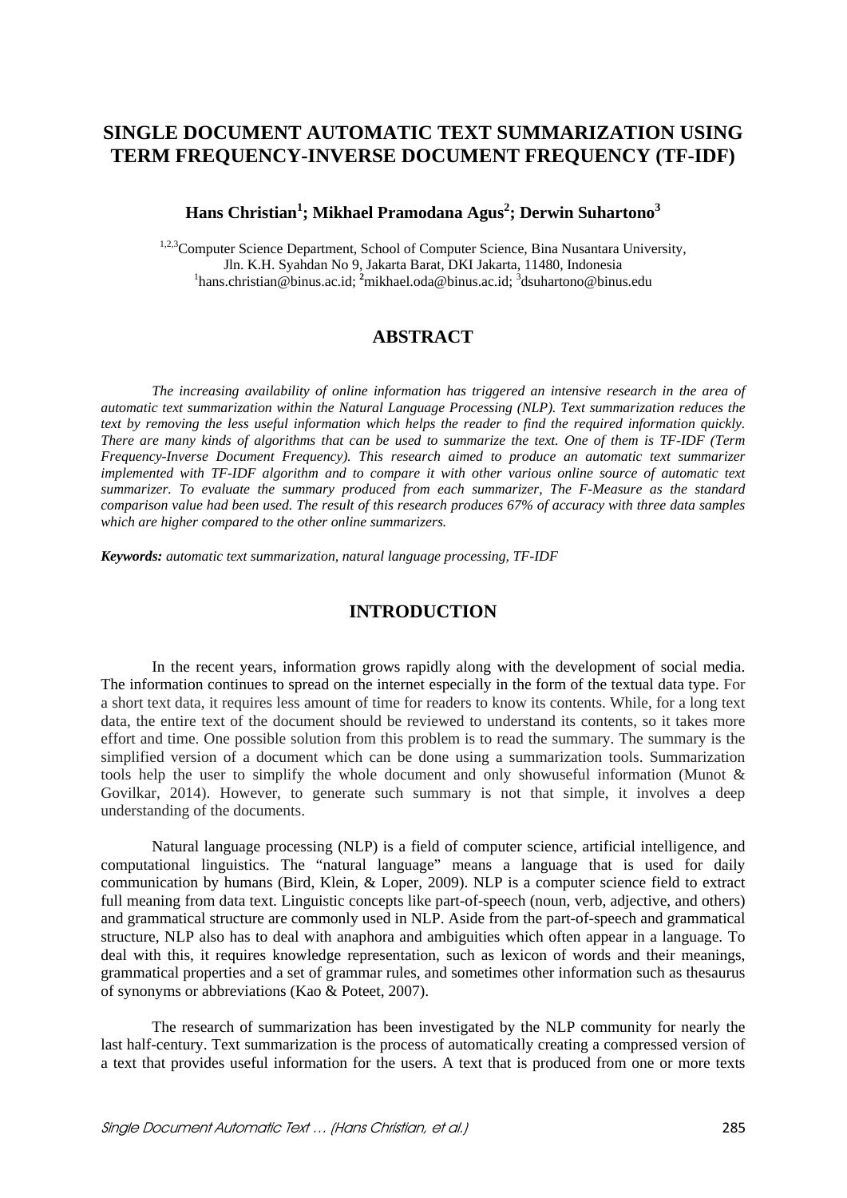# SINGLE DOCUMENT AUTOMATIC TEXT SUMMARIZATION USING TERM FREQUENCY-INVERSE DOCUMENT FREQUENCY (TF-IDF)

**Hans Christian[1]; Mikhael Pramodana Agus[2]; Derwin Suhartono[3]**

[1,2,3]Computer Science Department, School of Computer Science, Bina Nusantara University, Jln. K.H. Syahdan No 9, Jakarta Barat, DKI Jakarta, 11480, Indonesia
[1]hans.christian@binus.ac.id; [2]mikhael.oda@binus.ac.id; [3]dsuhartono@binus.edu

## ABSTRACT

*The increasing availability of online information has triggered an intensive research in the area of automatic text summarization within the Natural Language Processing (NLP). Text summarization reduces the text by removing the less useful information which helps the reader to find the required information quickly. There are many kinds of algorithms that can be used to summarize the text. One of them is TF-IDF (Term Frequency-Inverse Document Frequency). This research aimed to produce an automatic text summarizer implemented with TF-IDF algorithm and to compare it with other various online source of automatic text summarizer. To evaluate the summary produced from each summarizer, The F-Measure as the standard comparison value had been used. The result of this research produces 67% of accuracy with three data samples which are higher compared to the other online summarizers.*

***Keywords:*** *automatic text summarization, natural language processing, TF-IDF*

## INTRODUCTION

In the recent years, information grows rapidly along with the development of social media. The information continues to spread on the internet especially in the form of the textual data type. For a short text data, it requires less amount of time for readers to know its contents. While, for a long text data, the entire text of the document should be reviewed to understand its contents, so it takes more effort and time. One possible solution from this problem is to read the summary. The summary is the simplified version of a document which can be done using a summarization tools. Summarization tools help the user to simplify the whole document and only showuseful information (Munot & Govilkar, 2014). However, to generate such summary is not that simple, it involves a deep understanding of the documents.

Natural language processing (NLP) is a field of computer science, artificial intelligence, and computational linguistics. The "natural language" means a language that is used for daily communication by humans (Bird, Klein, & Loper, 2009). NLP is a computer science field to extract full meaning from data text. Linguistic concepts like part-of-speech (noun, verb, adjective, and others) and grammatical structure are commonly used in NLP. Aside from the part-of-speech and grammatical structure, NLP also has to deal with anaphora and ambiguities which often appear in a language. To deal with this, it requires knowledge representation, such as lexicon of words and their meanings, grammatical properties and a set of grammar rules, and sometimes other information such as thesaurus of synonyms or abbreviations (Kao & Poteet, 2007).

The research of summarization has been investigated by the NLP community for nearly the last half-century. Text summarization is the process of automatically creating a compressed version of a text that provides useful information for the users. A text that is produced from one or more texts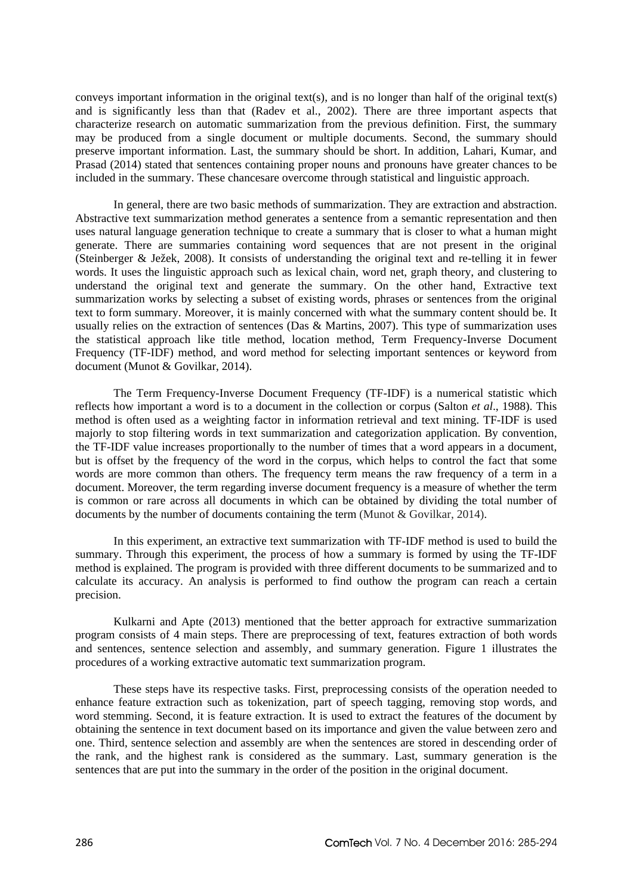conveys important information in the original text(s), and is no longer than half of the original text(s) and is significantly less than that (Radev et al., 2002). There are three important aspects that characterize research on automatic summarization from the previous definition. First, the summary may be produced from a single document or multiple documents. Second, the summary should preserve important information. Last, the summary should be short. In addition, Lahari, Kumar, and Prasad (2014) stated that sentences containing proper nouns and pronouns have greater chances to be included in the summary. These chancesare overcome through statistical and linguistic approach.

In general, there are two basic methods of summarization. They are extraction and abstraction. Abstractive text summarization method generates a sentence from a semantic representation and then uses natural language generation technique to create a summary that is closer to what a human might generate. There are summaries containing word sequences that are not present in the original (Steinberger & Ježek, 2008). It consists of understanding the original text and re-telling it in fewer words. It uses the linguistic approach such as lexical chain, word net, graph theory, and clustering to understand the original text and generate the summary. On the other hand, Extractive text summarization works by selecting a subset of existing words, phrases or sentences from the original text to form summary. Moreover, it is mainly concerned with what the summary content should be. It usually relies on the extraction of sentences (Das & Martins, 2007). This type of summarization uses the statistical approach like title method, location method, Term Frequency-Inverse Document Frequency (TF-IDF) method, and word method for selecting important sentences or keyword from document (Munot & Govilkar, 2014).

The Term Frequency-Inverse Document Frequency (TF-IDF) is a numerical statistic which reflects how important a word is to a document in the collection or corpus (Salton *et al*., 1988). This method is often used as a weighting factor in information retrieval and text mining. TF-IDF is used majorly to stop filtering words in text summarization and categorization application. By convention, the TF-IDF value increases proportionally to the number of times that a word appears in a document, but is offset by the frequency of the word in the corpus, which helps to control the fact that some words are more common than others. The frequency term means the raw frequency of a term in a document. Moreover, the term regarding inverse document frequency is a measure of whether the term is common or rare across all documents in which can be obtained by dividing the total number of documents by the number of documents containing the term (Munot & Govilkar, 2014).

In this experiment, an extractive text summarization with TF-IDF method is used to build the summary. Through this experiment, the process of how a summary is formed by using the TF-IDF method is explained. The program is provided with three different documents to be summarized and to calculate its accuracy. An analysis is performed to find outhow the program can reach a certain precision.

Kulkarni and Apte (2013) mentioned that the better approach for extractive summarization program consists of 4 main steps. There are preprocessing of text, features extraction of both words and sentences, sentence selection and assembly, and summary generation. Figure 1 illustrates the procedures of a working extractive automatic text summarization program.

These steps have its respective tasks. First, preprocessing consists of the operation needed to enhance feature extraction such as tokenization, part of speech tagging, removing stop words, and word stemming. Second, it is feature extraction. It is used to extract the features of the document by obtaining the sentence in text document based on its importance and given the value between zero and one. Third, sentence selection and assembly are when the sentences are stored in descending order of the rank, and the highest rank is considered as the summary. Last, summary generation is the sentences that are put into the summary in the order of the position in the original document.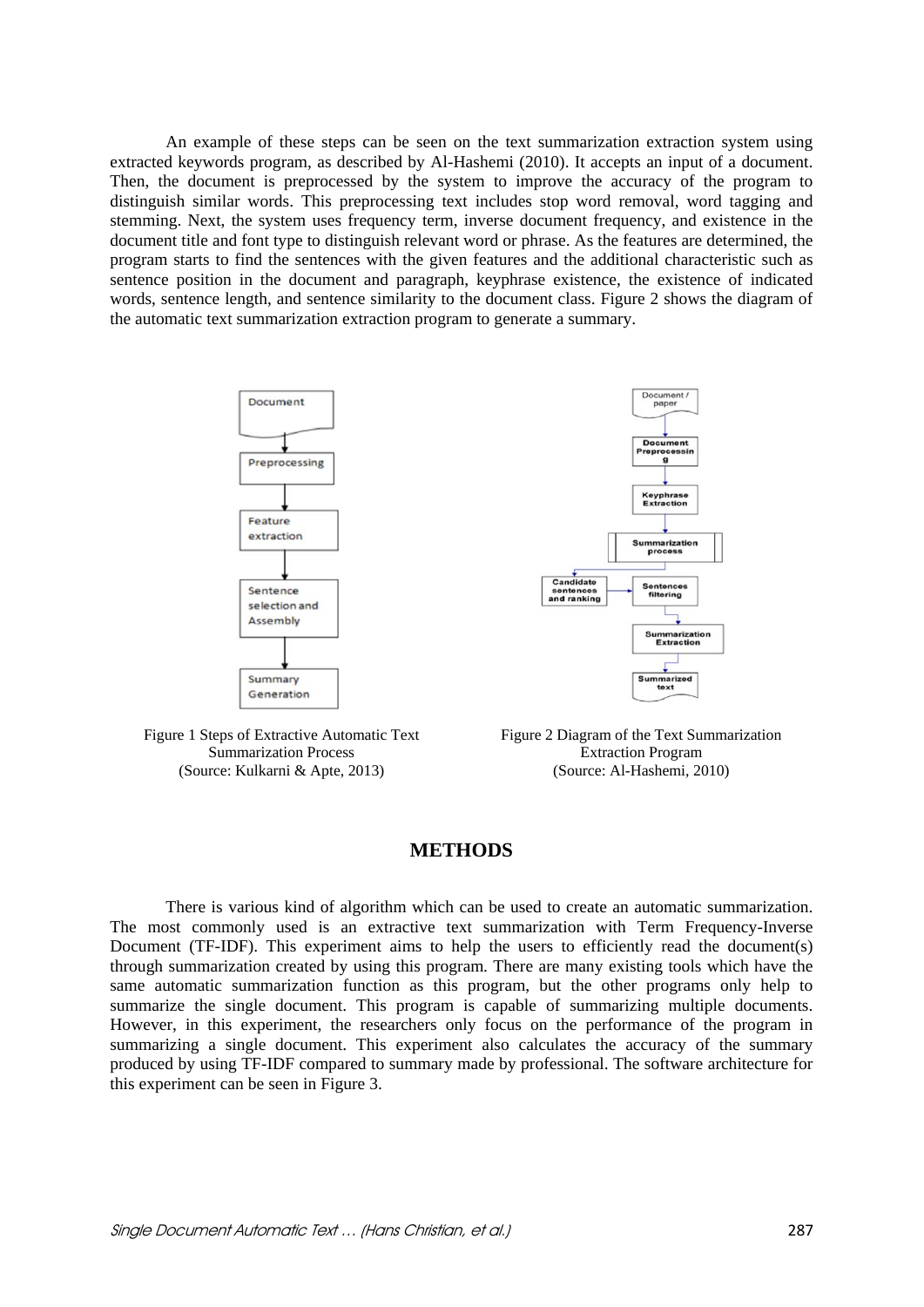An example of these steps can be seen on the text summarization extraction system using extracted keywords program, as described by Al-Hashemi (2010). It accepts an input of a document. Then, the document is preprocessed by the system to improve the accuracy of the program to distinguish similar words. This preprocessing text includes stop word removal, word tagging and stemming. Next, the system uses frequency term, inverse document frequency, and existence in the document title and font type to distinguish relevant word or phrase. As the features are determined, the program starts to find the sentences with the given features and the additional characteristic such as sentence position in the document and paragraph, keyphrase existence, the existence of indicated words, sentence length, and sentence similarity to the document class. Figure 2 shows the diagram of the automatic text summarization extraction program to generate a summary.

Figure 1 Steps of Extractive Automatic Text Summarization Process
(Source: Kulkarni & Apte, 2013)

Figure 2 Diagram of the Text Summarization Extraction Program
(Source: Al-Hashemi, 2010)

## METHODS

There is various kind of algorithm which can be used to create an automatic summarization. The most commonly used is an extractive text summarization with Term Frequency-Inverse Document (TF-IDF). This experiment aims to help the users to efficiently read the document(s) through summarization created by using this program. There are many existing tools which have the same automatic summarization function as this program, but the other programs only help to summarize the single document. This program is capable of summarizing multiple documents. However, in this experiment, the researchers only focus on the performance of the program in summarizing a single document. This experiment also calculates the accuracy of the summary produced by using TF-IDF compared to summary made by professional. The software architecture for this experiment can be seen in Figure 3.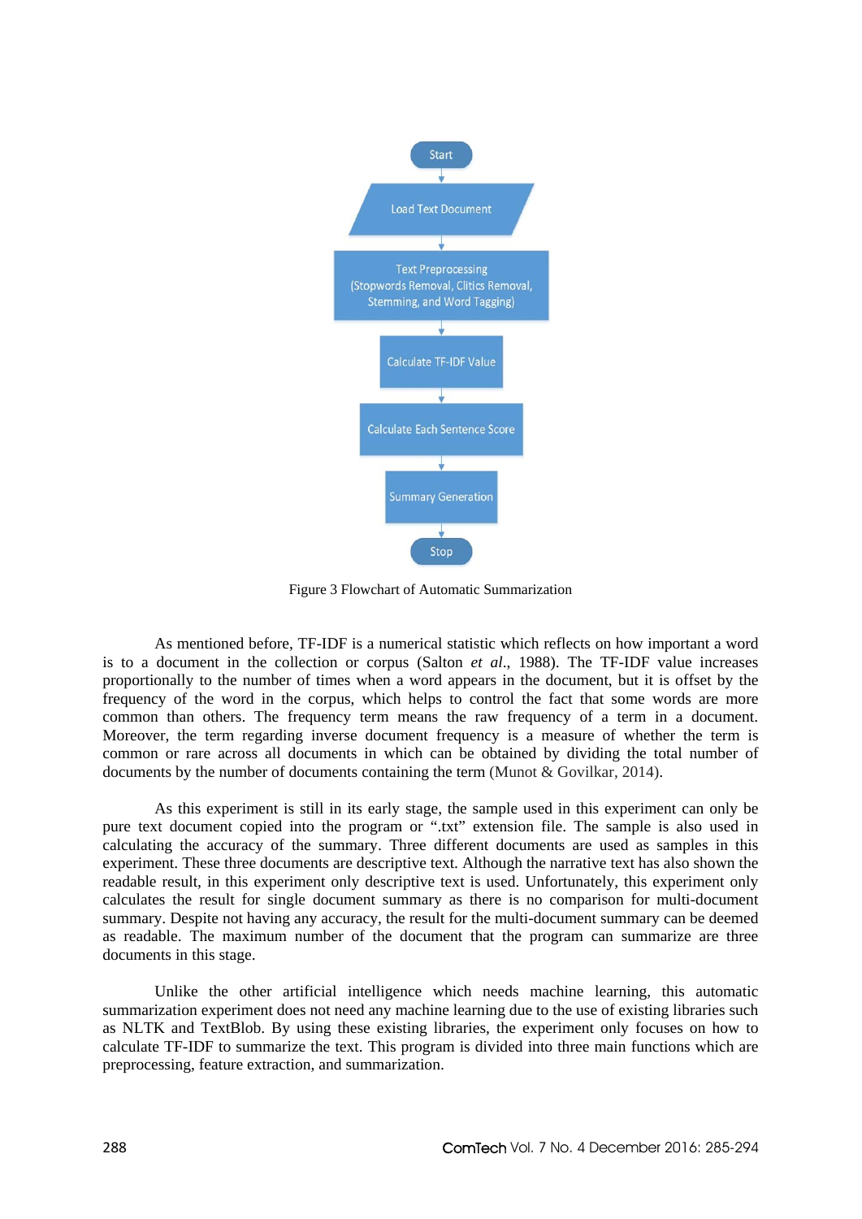Figure 3 Flowchart of Automatic Summarization

As mentioned before, TF-IDF is a numerical statistic which reflects on how important a word is to a document in the collection or corpus (Salton *et al*., 1988). The TF-IDF value increases proportionally to the number of times when a word appears in the document, but it is offset by the frequency of the word in the corpus, which helps to control the fact that some words are more common than others. The frequency term means the raw frequency of a term in a document. Moreover, the term regarding inverse document frequency is a measure of whether the term is common or rare across all documents in which can be obtained by dividing the total number of documents by the number of documents containing the term (Munot & Govilkar, 2014).

As this experiment is still in its early stage, the sample used in this experiment can only be pure text document copied into the program or ".txt" extension file. The sample is also used in calculating the accuracy of the summary. Three different documents are used as samples in this experiment. These three documents are descriptive text. Although the narrative text has also shown the readable result, in this experiment only descriptive text is used. Unfortunately, this experiment only calculates the result for single document summary as there is no comparison for multi-document summary. Despite not having any accuracy, the result for the multi-document summary can be deemed as readable. The maximum number of the document that the program can summarize are three documents in this stage.

Unlike the other artificial intelligence which needs machine learning, this automatic summarization experiment does not need any machine learning due to the use of existing libraries such as NLTK and TextBlob. By using these existing libraries, the experiment only focuses on how to calculate TF-IDF to summarize the text. This program is divided into three main functions which are preprocessing, feature extraction, and summarization.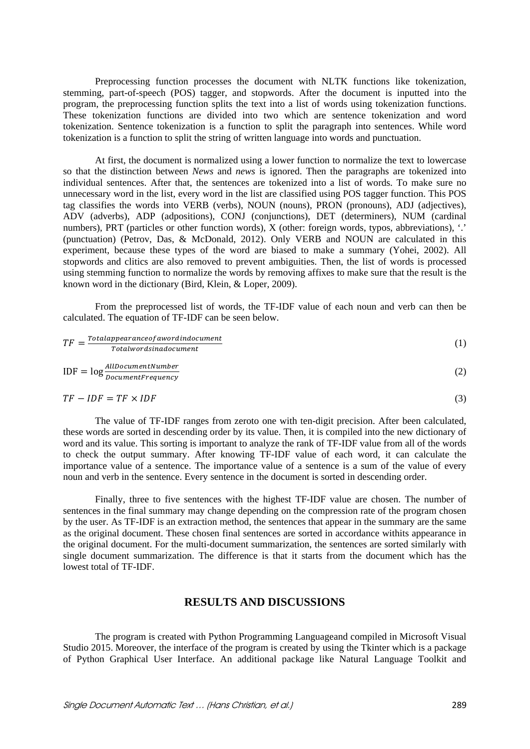Preprocessing function processes the document with NLTK functions like tokenization, stemming, part-of-speech (POS) tagger, and stopwords. After the document is inputted into the program, the preprocessing function splits the text into a list of words using tokenization functions. These tokenization functions are divided into two which are sentence tokenization and word tokenization. Sentence tokenization is a function to split the paragraph into sentences. While word tokenization is a function to split the string of written language into words and punctuation.

At first, the document is normalized using a lower function to normalize the text to lowercase so that the distinction between *News* and *news* is ignored. Then the paragraphs are tokenized into individual sentences. After that, the sentences are tokenized into a list of words. To make sure no unnecessary word in the list, every word in the list are classified using POS tagger function. This POS tag classifies the words into VERB (verbs), NOUN (nouns), PRON (pronouns), ADJ (adjectives), ADV (adverbs), ADP (adpositions), CONJ (conjunctions), DET (determiners), NUM (cardinal numbers), PRT (particles or other function words), X (other: foreign words, typos, abbreviations), '.' (punctuation) (Petrov, Das, & McDonald, 2012). Only VERB and NOUN are calculated in this experiment, because these types of the word are biased to make a summary (Yohei, 2002). All stopwords and clitics are also removed to prevent ambiguities. Then, the list of words is processed using stemming function to normalize the words by removing affixes to make sure that the result is the known word in the dictionary (Bird, Klein, & Loper, 2009).

From the preprocessed list of words, the TF-IDF value of each noun and verb can then be calculated. The equation of TF-IDF can be seen below.

$$TF = \frac{Total appearance of a word in document}{Total words in a document} \tag{1}$$

$$\text{IDF} = \log \frac{AllDocumentNumber}{DocumentFrequency} \tag{2}$$

$$TF - IDF = TF \times IDF \tag{3}$$

The value of TF-IDF ranges from zeroto one with ten-digit precision. After been calculated, these words are sorted in descending order by its value. Then, it is compiled into the new dictionary of word and its value. This sorting is important to analyze the rank of TF-IDF value from all of the words to check the output summary. After knowing TF-IDF value of each word, it can calculate the importance value of a sentence. The importance value of a sentence is a sum of the value of every noun and verb in the sentence. Every sentence in the document is sorted in descending order.

Finally, three to five sentences with the highest TF-IDF value are chosen. The number of sentences in the final summary may change depending on the compression rate of the program chosen by the user. As TF-IDF is an extraction method, the sentences that appear in the summary are the same as the original document. These chosen final sentences are sorted in accordance withits appearance in the original document. For the multi-document summarization, the sentences are sorted similarly with single document summarization. The difference is that it starts from the document which has the lowest total of TF-IDF.

## RESULTS AND DISCUSSIONS

The program is created with Python Programming Languageand compiled in Microsoft Visual Studio 2015. Moreover, the interface of the program is created by using the Tkinter which is a package of Python Graphical User Interface. An additional package like Natural Language Toolkit and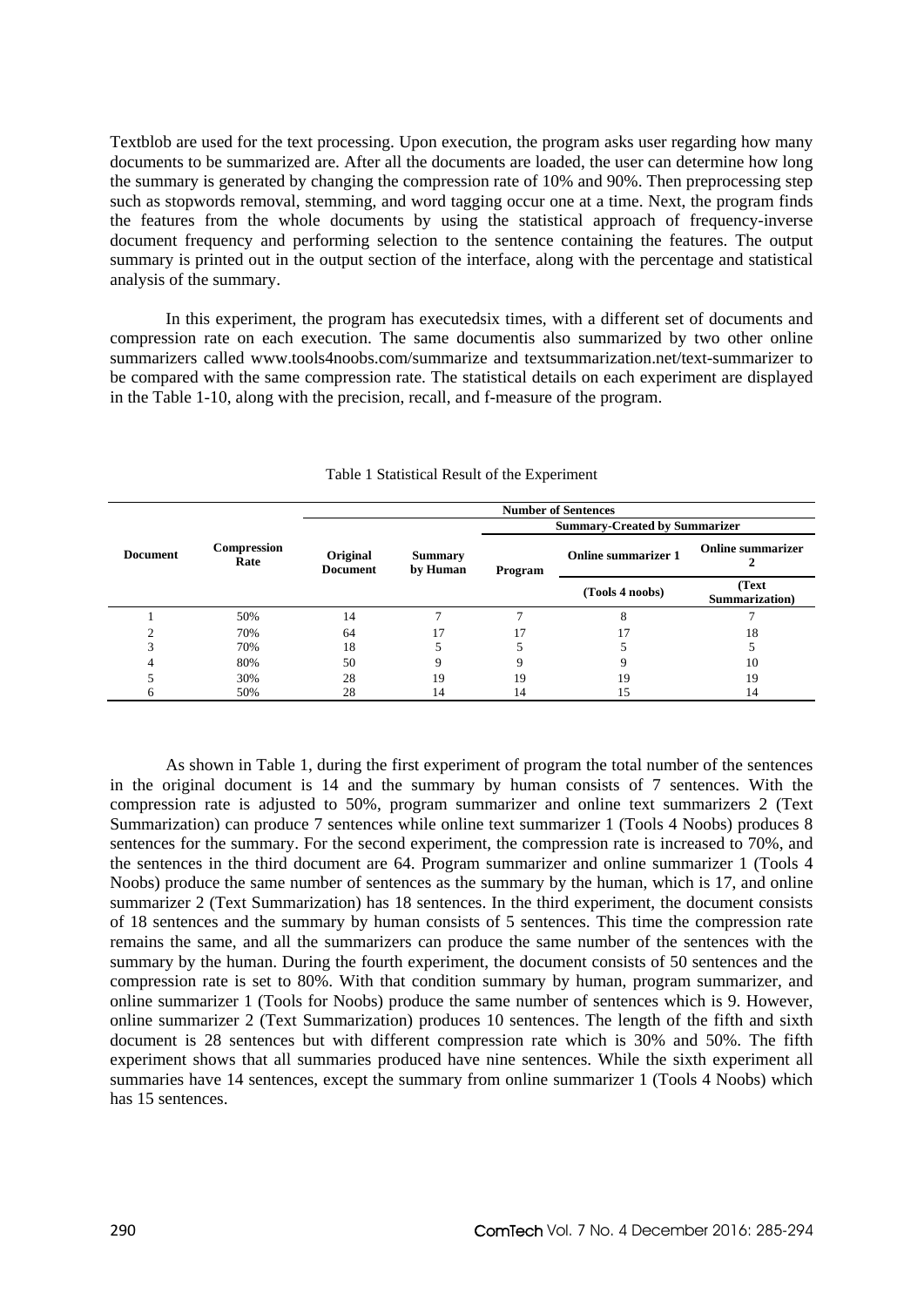Textblob are used for the text processing. Upon execution, the program asks user regarding how many documents to be summarized are. After all the documents are loaded, the user can determine how long the summary is generated by changing the compression rate of 10% and 90%. Then preprocessing step such as stopwords removal, stemming, and word tagging occur one at a time. Next, the program finds the features from the whole documents by using the statistical approach of frequency-inverse document frequency and performing selection to the sentence containing the features. The output summary is printed out in the output section of the interface, along with the percentage and statistical analysis of the summary.

In this experiment, the program has executedsix times, with a different set of documents and compression rate on each execution. The same documentis also summarized by two other online summarizers called www.tools4noobs.com/summarize and textsummarization.net/text-summarizer to be compared with the same compression rate. The statistical details on each experiment are displayed in the Table 1-10, along with the precision, recall, and f-measure of the program.

Table 1 Statistical Result of the Experiment

| Document | Compression Rate | Number of Sentences | | | | |
|---|---|---|---|---|---|---|
| | | Original Document | Summary by Human | Summary-Created by Summarizer | | |
| | | | | Program | Online summarizer 1 (Tools 4 noobs) | Online summarizer 2 (Text Summarization) |
| 1 | 50% | 14 | 7 | 7 | 8 | 7 |
| 2 | 70% | 64 | 17 | 17 | 17 | 18 |
| 3 | 70% | 18 | 5 | 5 | 5 | 5 |
| 4 | 80% | 50 | 9 | 9 | 9 | 10 |
| 5 | 30% | 28 | 19 | 19 | 19 | 19 |
| 6 | 50% | 28 | 14 | 14 | 15 | 14 |

As shown in Table 1, during the first experiment of program the total number of the sentences in the original document is 14 and the summary by human consists of 7 sentences. With the compression rate is adjusted to 50%, program summarizer and online text summarizers 2 (Text Summarization) can produce 7 sentences while online text summarizer 1 (Tools 4 Noobs) produces 8 sentences for the summary. For the second experiment, the compression rate is increased to 70%, and the sentences in the third document are 64. Program summarizer and online summarizer 1 (Tools 4 Noobs) produce the same number of sentences as the summary by the human, which is 17, and online summarizer 2 (Text Summarization) has 18 sentences. In the third experiment, the document consists of 18 sentences and the summary by human consists of 5 sentences. This time the compression rate remains the same, and all the summarizers can produce the same number of the sentences with the summary by the human. During the fourth experiment, the document consists of 50 sentences and the compression rate is set to 80%. With that condition summary by human, program summarizer, and online summarizer 1 (Tools for Noobs) produce the same number of sentences which is 9. However, online summarizer 2 (Text Summarization) produces 10 sentences. The length of the fifth and sixth document is 28 sentences but with different compression rate which is 30% and 50%. The fifth experiment shows that all summaries produced have nine sentences. While the sixth experiment all summaries have 14 sentences, except the summary from online summarizer 1 (Tools 4 Noobs) which has 15 sentences.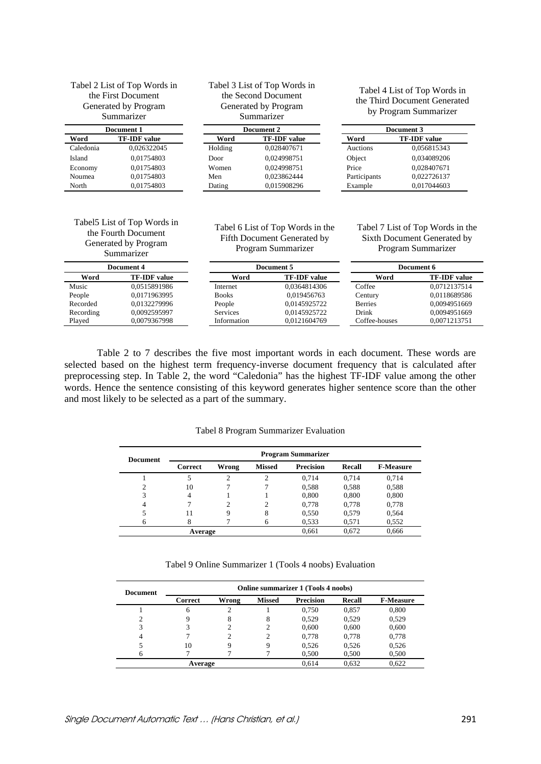Tabel 2 List of Top Words in the First Document Generated by Program Summarizer

| Document 1 | |
|---|---|
| **Word** | **TF-IDF value** |
| Caledonia | 0,026322045 |
| Island | 0,01754803 |
| Economy | 0,01754803 |
| Noumea | 0,01754803 |
| North | 0,01754803 |

Tabel 3 List of Top Words in the Second Document Generated by Program Summarizer

| Document 2 | |
|---|---|
| **Word** | **TF-IDF value** |
| Holding | 0,028407671 |
| Door | 0,024998751 |
| Women | 0,024998751 |
| Men | 0,023862444 |
| Dating | 0,015908296 |

Tabel 4 List of Top Words in the Third Document Generated by Program Summarizer

| Document 3 | |
|---|---|
| **Word** | **TF-IDF value** |
| Auctions | 0,056815343 |
| Object | 0,034089206 |
| Price | 0,028407671 |
| Participants | 0,022726137 |
| Example | 0,017044603 |

Tabel5 List of Top Words in the Fourth Document Generated by Program Summarizer

| Document 4 | |
|---|---|
| **Word** | **TF-IDF value** |
| Music | 0,0515891986 |
| People | 0,0171963995 |
| Recorded | 0,0132279996 |
| Recording | 0,0092595997 |
| Played | 0,0079367998 |

Tabel 6 List of Top Words in the Fifth Document Generated by Program Summarizer

| Document 5 | |
|---|---|
| **Word** | **TF-IDF value** |
| Internet | 0,0364814306 |
| Books | 0,019456763 |
| People | 0,0145925722 |
| Services | 0,0145925722 |
| Information | 0,0121604769 |

Tabel 7 List of Top Words in the Sixth Document Generated by Program Summarizer

| Document 6 | |
|---|---|
| **Word** | **TF-IDF value** |
| Coffee | 0,0712137514 |
| Century | 0,0118689586 |
| Berries | 0,0094951669 |
| Drink | 0,0094951669 |
| Coffee-houses | 0,0071213751 |

Table 2 to 7 describes the five most important words in each document. These words are selected based on the highest term frequency-inverse document frequency that is calculated after preprocessing step. In Table 2, the word "Caledonia" has the highest TF-IDF value among the other words. Hence the sentence consisting of this keyword generates higher sentence score than the other and most likely to be selected as a part of the summary.

Tabel 8 Program Summarizer Evaluation

| Document | Program Summarizer | | | | | |
|---|---|---|---|---|---|---|
| | **Correct** | **Wrong** | **Missed** | **Precision** | **Recall** | **F-Measure** |
| 1 | 5 | 2 | 2 | 0,714 | 0,714 | 0,714 |
| 2 | 10 | 7 | 7 | 0,588 | 0,588 | 0,588 |
| 3 | 4 | 1 | 1 | 0,800 | 0,800 | 0,800 |
| 4 | 7 | 2 | 2 | 0,778 | 0,778 | 0,778 |
| 5 | 11 | 9 | 8 | 0,550 | 0,579 | 0,564 |
| 6 | 8 | 7 | 6 | 0,533 | 0,571 | 0,552 |
| **Average** | | | | 0,661 | 0,672 | 0,666 |

Tabel 9 Online Summarizer 1 (Tools 4 noobs) Evaluation

| Document | Online summarizer 1 (Tools 4 noobs) | | | | | |
|---|---|---|---|---|---|---|
| | **Correct** | **Wrong** | **Missed** | **Precision** | **Recall** | **F-Measure** |
| 1 | 6 | 2 | 1 | 0,750 | 0,857 | 0,800 |
| 2 | 9 | 8 | 8 | 0,529 | 0,529 | 0,529 |
| 3 | 3 | 2 | 2 | 0,600 | 0,600 | 0,600 |
| 4 | 7 | 2 | 2 | 0,778 | 0,778 | 0,778 |
| 5 | 10 | 9 | 9 | 0,526 | 0,526 | 0,526 |
| 6 | 7 | 7 | 7 | 0,500 | 0,500 | 0,500 |
| **Average** | | | | 0,614 | 0,632 | 0,622 |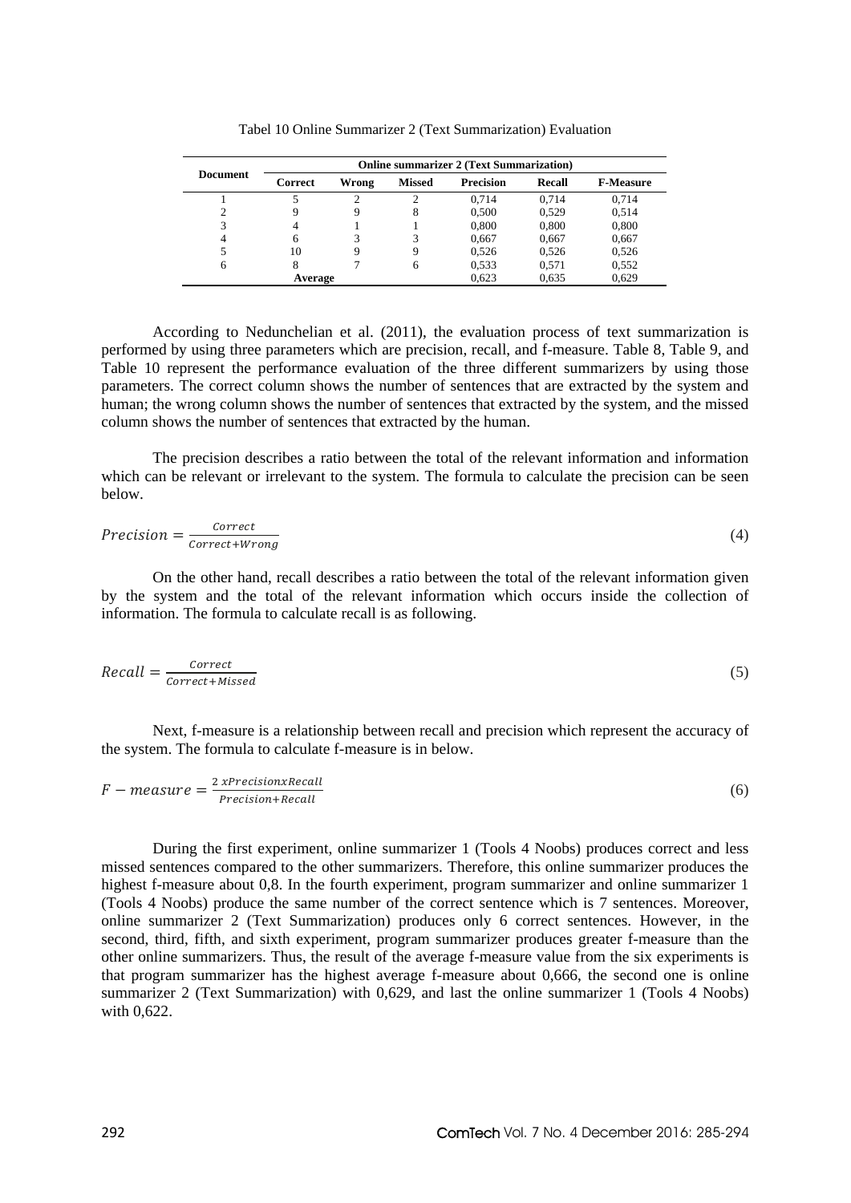Tabel 10 Online Summarizer 2 (Text Summarization) Evaluation

| Document | Online summarizer 2 (Text Summarization) | | | | | |
|---|---|---|---|---|---|---|
| | Correct | Wrong | Missed | Precision | Recall | F-Measure |
| 1 | 5 | 2 | 2 | 0,714 | 0,714 | 0,714 |
| 2 | 9 | 9 | 8 | 0,500 | 0,529 | 0,514 |
| 3 | 4 | 1 | 1 | 0,800 | 0,800 | 0,800 |
| 4 | 6 | 3 | 3 | 0,667 | 0,667 | 0,667 |
| 5 | 10 | 9 | 9 | 0,526 | 0,526 | 0,526 |
| 6 | 8 | 7 | 6 | 0,533 | 0,571 | 0,552 |
| Average | | | | 0,623 | 0,635 | 0,629 |

According to Nedunchelian et al. (2011), the evaluation process of text summarization is performed by using three parameters which are precision, recall, and f-measure. Table 8, Table 9, and Table 10 represent the performance evaluation of the three different summarizers by using those parameters. The correct column shows the number of sentences that are extracted by the system and human; the wrong column shows the number of sentences that extracted by the system, and the missed column shows the number of sentences that extracted by the human.

The precision describes a ratio between the total of the relevant information and information which can be relevant or irrelevant to the system. The formula to calculate the precision can be seen below.

$$Precision = \frac{Correct}{Correct+Wrong} \tag{4}$$

On the other hand, recall describes a ratio between the total of the relevant information given by the system and the total of the relevant information which occurs inside the collection of information. The formula to calculate recall is as following.

$$Recall = \frac{Correct}{Correct+Missed} \tag{5}$$

Next, f-measure is a relationship between recall and precision which represent the accuracy of the system. The formula to calculate f-measure is in below.

$$F - measure = \frac{2\ x Precision x Recall}{Precision+Recall} \tag{6}$$

During the first experiment, online summarizer 1 (Tools 4 Noobs) produces correct and less missed sentences compared to the other summarizers. Therefore, this online summarizer produces the highest f-measure about 0,8. In the fourth experiment, program summarizer and online summarizer 1 (Tools 4 Noobs) produce the same number of the correct sentence which is 7 sentences. Moreover, online summarizer 2 (Text Summarization) produces only 6 correct sentences. However, in the second, third, fifth, and sixth experiment, program summarizer produces greater f-measure than the other online summarizers. Thus, the result of the average f-measure value from the six experiments is that program summarizer has the highest average f-measure about 0,666, the second one is online summarizer 2 (Text Summarization) with 0,629, and last the online summarizer 1 (Tools 4 Noobs) with 0,622.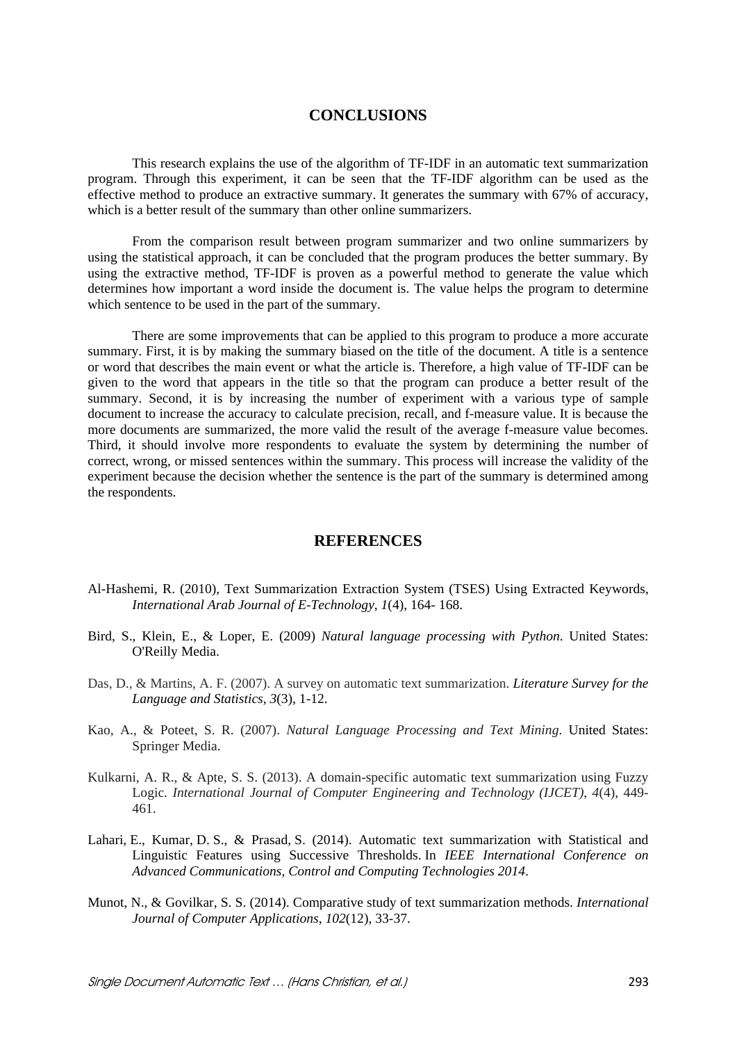## CONCLUSIONS

This research explains the use of the algorithm of TF-IDF in an automatic text summarization program. Through this experiment, it can be seen that the TF-IDF algorithm can be used as the effective method to produce an extractive summary. It generates the summary with 67% of accuracy, which is a better result of the summary than other online summarizers.

From the comparison result between program summarizer and two online summarizers by using the statistical approach, it can be concluded that the program produces the better summary. By using the extractive method, TF-IDF is proven as a powerful method to generate the value which determines how important a word inside the document is. The value helps the program to determine which sentence to be used in the part of the summary.

There are some improvements that can be applied to this program to produce a more accurate summary. First, it is by making the summary biased on the title of the document. A title is a sentence or word that describes the main event or what the article is. Therefore, a high value of TF-IDF can be given to the word that appears in the title so that the program can produce a better result of the summary. Second, it is by increasing the number of experiment with a various type of sample document to increase the accuracy to calculate precision, recall, and f-measure value. It is because the more documents are summarized, the more valid the result of the average f-measure value becomes. Third, it should involve more respondents to evaluate the system by determining the number of correct, wrong, or missed sentences within the summary. This process will increase the validity of the experiment because the decision whether the sentence is the part of the summary is determined among the respondents.

## REFERENCES

Al-Hashemi, R. (2010), Text Summarization Extraction System (TSES) Using Extracted Keywords, *International Arab Journal of E-Technology*, *1*(4), 164- 168.

Bird, S., Klein, E., & Loper, E. (2009) *Natural language processing with Python*. United States: O'Reilly Media.

Das, D., & Martins, A. F. (2007). A survey on automatic text summarization. *Literature Survey for the Language and Statistics, 3*(3), 1-12.

Kao, A., & Poteet, S. R. (2007). *Natural Language Processing and Text Mining*. United States: Springer Media.

Kulkarni, A. R., & Apte, S. S. (2013). A domain-specific automatic text summarization using Fuzzy Logic. *International Journal of Computer Engineering and Technology (IJCET)*, *4*(4), 449-461.

Lahari, E., Kumar, D. S., & Prasad, S. (2014). Automatic text summarization with Statistical and Linguistic Features using Successive Thresholds. In *IEEE International Conference on Advanced Communications, Control and Computing Technologies 2014*.

Munot, N., & Govilkar, S. S. (2014). Comparative study of text summarization methods. *International Journal of Computer Applications*, *102*(12), 33-37.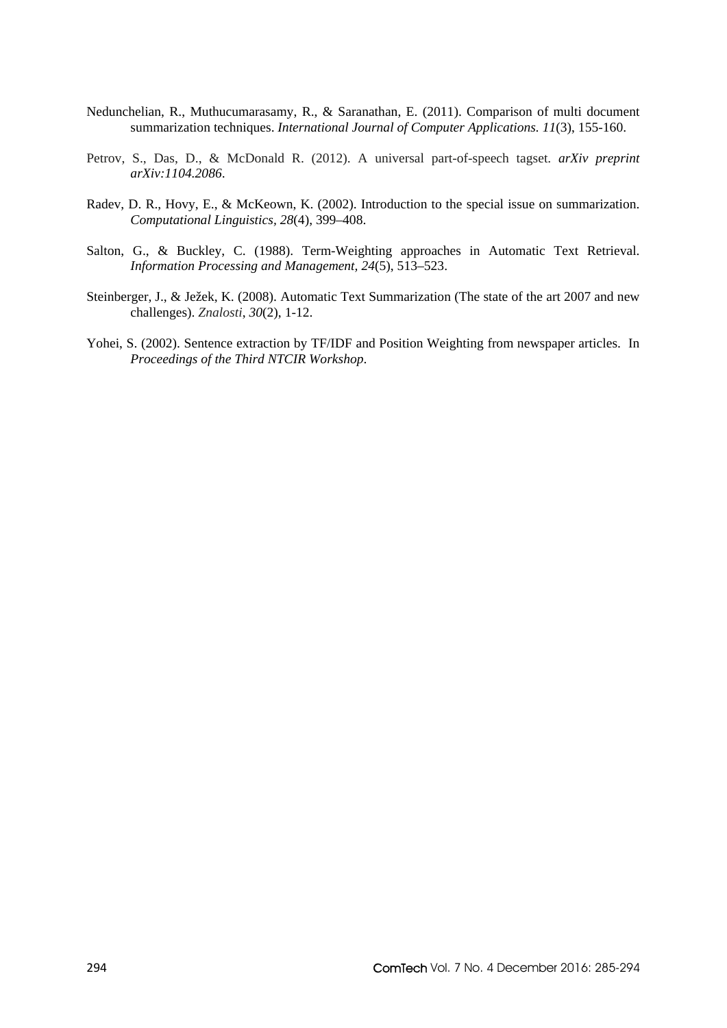Nedunchelian, R., Muthucumarasamy, R., & Saranathan, E. (2011). Comparison of multi document summarization techniques. *International Journal of Computer Applications. 11*(3), 155-160.

Petrov, S., Das, D., & McDonald R. (2012). A universal part-of-speech tagset. *arXiv preprint arXiv:1104.2086*.

Radev, D. R., Hovy, E., & McKeown, K. (2002). Introduction to the special issue on summarization. *Computational Linguistics, 28*(4), 399–408.

Salton, G., & Buckley, C. (1988). Term-Weighting approaches in Automatic Text Retrieval. *Information Processing and Management, 24*(5), 513–523.

Steinberger, J., & Ježek, K. (2008). Automatic Text Summarization (The state of the art 2007 and new challenges). *Znalosti, 30*(2), 1-12.

Yohei, S. (2002). Sentence extraction by TF/IDF and Position Weighting from newspaper articles. In *Proceedings of the Third NTCIR Workshop*.